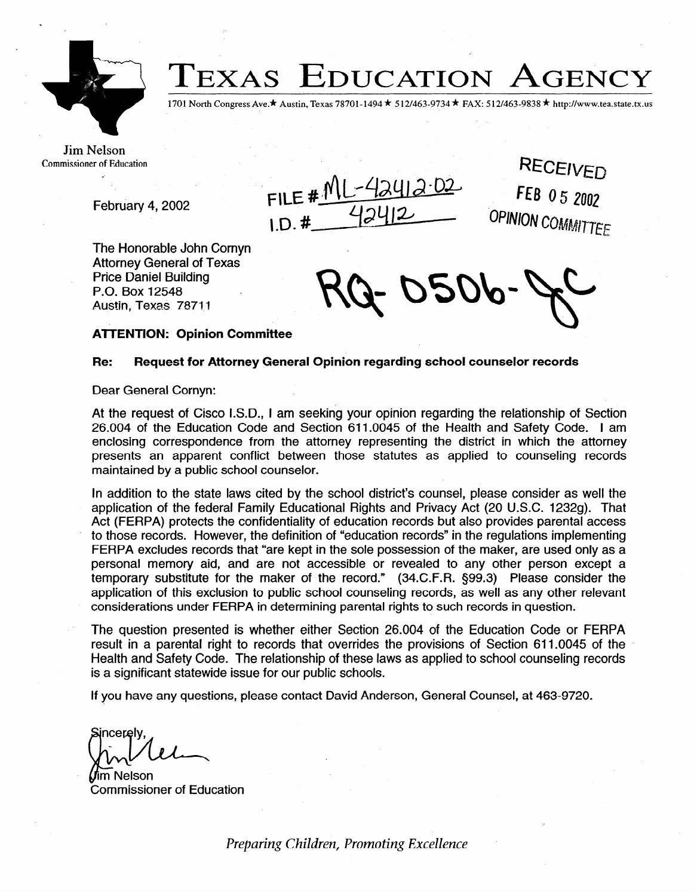# TEXAS EDUCATION AGENCY

1701 North Congress Ave.★ Austin, Texas 78701-1494 ★ 512/463-9734 ★ FAX: 512/463-9838 ★ http://www.tea.state.tx.us

Jim Nelson
Commissioner of Education

February 4, 2002

FILE # ML-42412-02
I.D. # 42412

RECEIVED
FEB 05 2002
OPINION COMMITTEE

RQ-0506-JC

The Honorable John Cornyn
Attorney General of Texas
Price Daniel Building
P.O. Box 12548
Austin, Texas 78711

**ATTENTION: Opinion Committee**

**Re: Request for Attorney General Opinion regarding school counselor records**

Dear General Cornyn:

At the request of Cisco I.S.D., I am seeking your opinion regarding the relationship of Section 26.004 of the Education Code and Section 611.0045 of the Health and Safety Code. I am enclosing correspondence from the attorney representing the district in which the attorney presents an apparent conflict between those statutes as applied to counseling records maintained by a public school counselor.

In addition to the state laws cited by the school district's counsel, please consider as well the application of the federal Family Educational Rights and Privacy Act (20 U.S.C. 1232g). That Act (FERPA) protects the confidentiality of education records but also provides parental access to those records. However, the definition of "education records" in the regulations implementing FERPA excludes records that "are kept in the sole possession of the maker, are used only as a personal memory aid, and are not accessible or revealed to any other person except a temporary substitute for the maker of the record." (34.C.F.R. §99.3) Please consider the application of this exclusion to public school counseling records, as well as any other relevant considerations under FERPA in determining parental rights to such records in question.

The question presented is whether either Section 26.004 of the Education Code or FERPA result in a parental right to records that overrides the provisions of Section 611.0045 of the Health and Safety Code. The relationship of these laws as applied to school counseling records is a significant statewide issue for our public schools.

If you have any questions, please contact David Anderson, General Counsel, at 463-9720.

Sincerely,

Jim Nelson
Commissioner of Education

*Preparing Children, Promoting Excellence*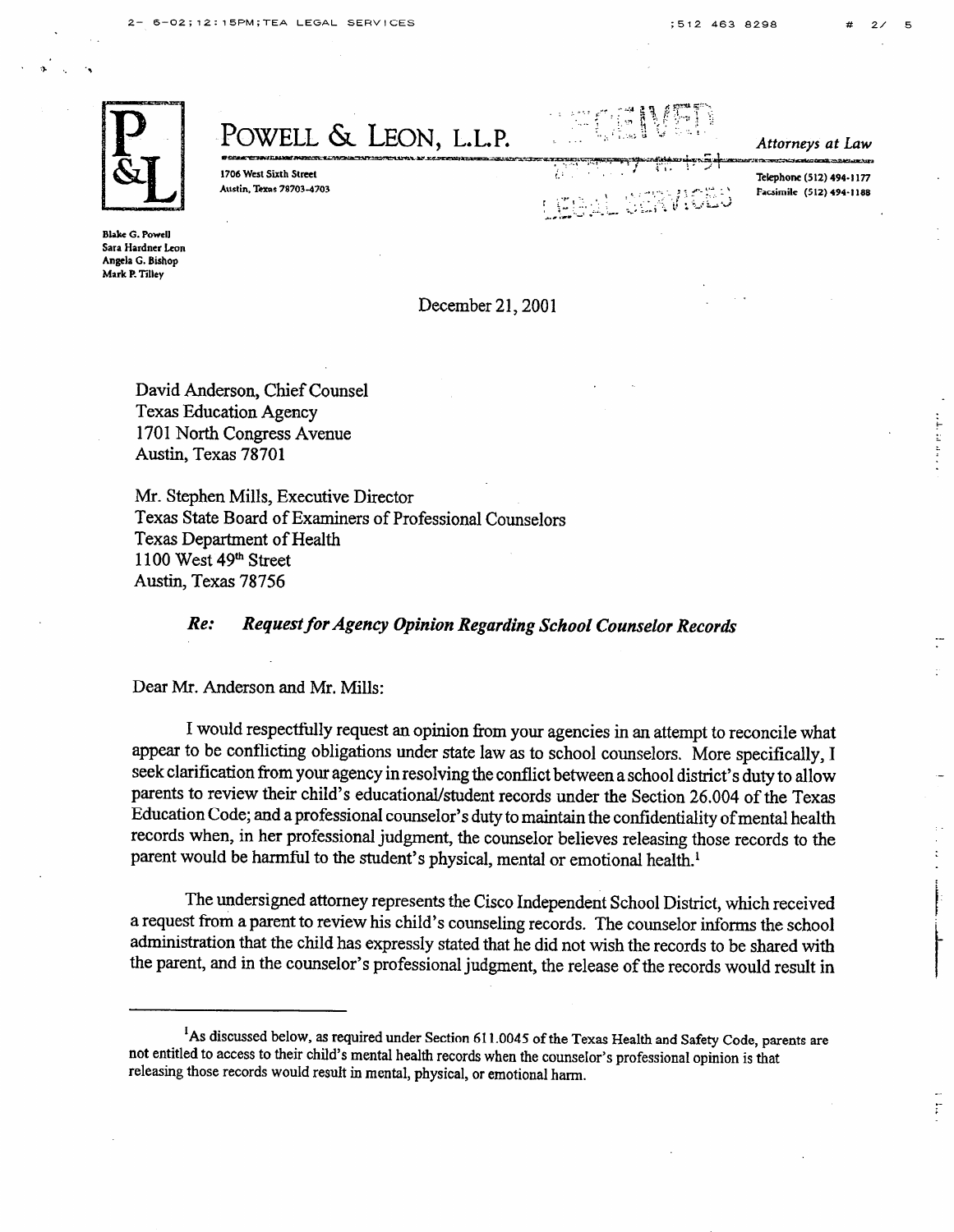# POWELL & LEON, L.L.P.

*Attorneys at Law*

1706 West Sixth Street
Austin, Texas 78703-4703

Telephone (512) 494-1177
Facsimile (512) 494-1188

Blake G. Powell
Sara Hardner Leon
Angela G. Bishop
Mark P. Tilley

December 21, 2001

David Anderson, Chief Counsel
Texas Education Agency
1701 North Congress Avenue
Austin, Texas 78701

Mr. Stephen Mills, Executive Director
Texas State Board of Examiners of Professional Counselors
Texas Department of Health
1100 West 49th Street
Austin, Texas 78756

***Re: Request for Agency Opinion Regarding School Counselor Records***

Dear Mr. Anderson and Mr. Mills:

I would respectfully request an opinion from your agencies in an attempt to reconcile what appear to be conflicting obligations under state law as to school counselors. More specifically, I seek clarification from your agency in resolving the conflict between a school district's duty to allow parents to review their child's educational/student records under the Section 26.004 of the Texas Education Code; and a professional counselor's duty to maintain the confidentiality of mental health records when, in her professional judgment, the counselor believes releasing those records to the parent would be harmful to the student's physical, mental or emotional health.[1]

The undersigned attorney represents the Cisco Independent School District, which received a request from a parent to review his child's counseling records. The counselor informs the school administration that the child has expressly stated that he did not wish the records to be shared with the parent, and in the counselor's professional judgment, the release of the records would result in

---

[1] As discussed below, as required under Section 611.0045 of the Texas Health and Safety Code, parents are not entitled to access to their child's mental health records when the counselor's professional opinion is that releasing those records would result in mental, physical, or emotional harm.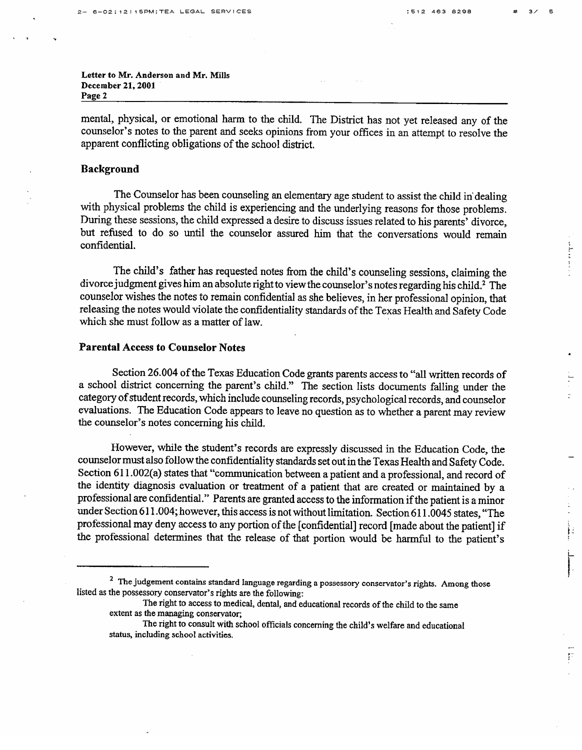mental, physical, or emotional harm to the child. The District has not yet released any of the counselor's notes to the parent and seeks opinions from your offices in an attempt to resolve the apparent conflicting obligations of the school district.

### Background

The Counselor has been counseling an elementary age student to assist the child in dealing with physical problems the child is experiencing and the underlying reasons for those problems. During these sessions, the child expressed a desire to discuss issues related to his parents' divorce, but refused to do so until the counselor assured him that the conversations would remain confidential.

The child's father has requested notes from the child's counseling sessions, claiming the divorce judgment gives him an absolute right to view the counselor's notes regarding his child.[2] The counselor wishes the notes to remain confidential as she believes, in her professional opinion, that releasing the notes would violate the confidentiality standards of the Texas Health and Safety Code which she must follow as a matter of law.

### Parental Access to Counselor Notes

Section 26.004 of the Texas Education Code grants parents access to "all written records of a school district concerning the parent's child." The section lists documents falling under the category of student records, which include counseling records, psychological records, and counselor evaluations. The Education Code appears to leave no question as to whether a parent may review the counselor's notes concerning his child.

However, while the student's records are expressly discussed in the Education Code, the counselor must also follow the confidentiality standards set out in the Texas Health and Safety Code. Section 611.002(a) states that "communication between a patient and a professional, and record of the identity diagnosis evaluation or treatment of a patient that are created or maintained by a professional are confidential." Parents are granted access to the information if the patient is a minor under Section 611.004; however, this access is not without limitation. Section 611.0045 states, "The professional may deny access to any portion of the [confidential] record [made about the patient] if the professional determines that the release of that portion would be harmful to the patient's

---

[2] The judgement contains standard language regarding a possessory conservator's rights. Among those listed as the possessory conservator's rights are the following:

> The right to access to medical, dental, and educational records of the child to the same extent as the managing conservator;
>
> The right to consult with school officials concerning the child's welfare and educational status, including school activities.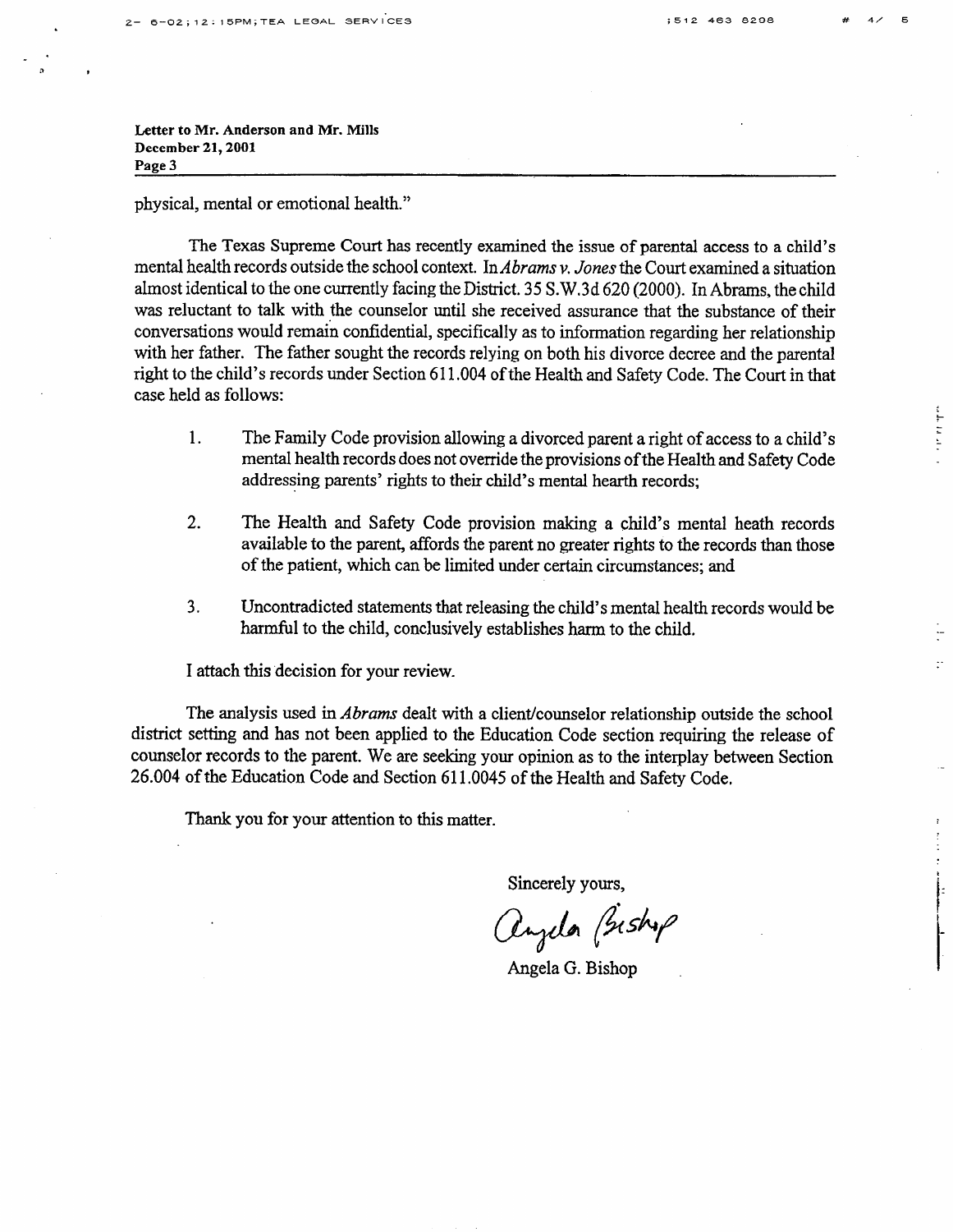physical, mental or emotional health."

The Texas Supreme Court has recently examined the issue of parental access to a child's mental health records outside the school context. In *Abrams v. Jones* the Court examined a situation almost identical to the one currently facing the District. 35 S.W.3d 620 (2000). In Abrams, the child was reluctant to talk with the counselor until she received assurance that the substance of their conversations would remain confidential, specifically as to information regarding her relationship with her father. The father sought the records relying on both his divorce decree and the parental right to the child's records under Section 611.004 of the Health and Safety Code. The Court in that case held as follows:

1. The Family Code provision allowing a divorced parent a right of access to a child's mental health records does not override the provisions of the Health and Safety Code addressing parents' rights to their child's mental hearth records;

2. The Health and Safety Code provision making a child's mental heath records available to the parent, affords the parent no greater rights to the records than those of the patient, which can be limited under certain circumstances; and

3. Uncontradicted statements that releasing the child's mental health records would be harmful to the child, conclusively establishes harm to the child.

I attach this decision for your review.

The analysis used in *Abrams* dealt with a client/counselor relationship outside the school district setting and has not been applied to the Education Code section requiring the release of counselor records to the parent. We are seeking your opinion as to the interplay between Section 26.004 of the Education Code and Section 611.0045 of the Health and Safety Code.

Thank you for your attention to this matter.

Sincerely yours,

Angela Bishop

Angela G. Bishop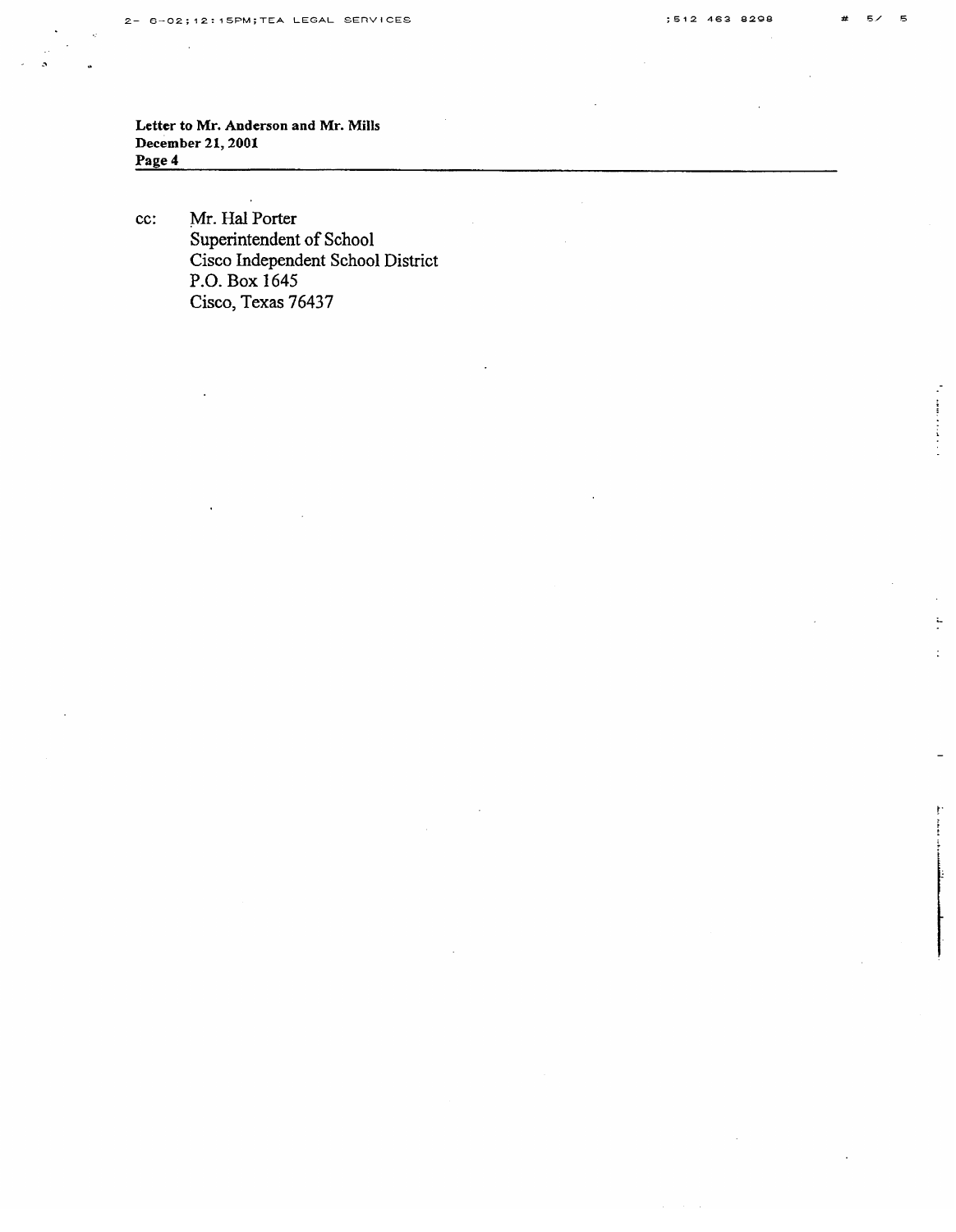cc: Mr. Hal Porter
Superintendent of School
Cisco Independent School District
P.O. Box 1645
Cisco, Texas 76437